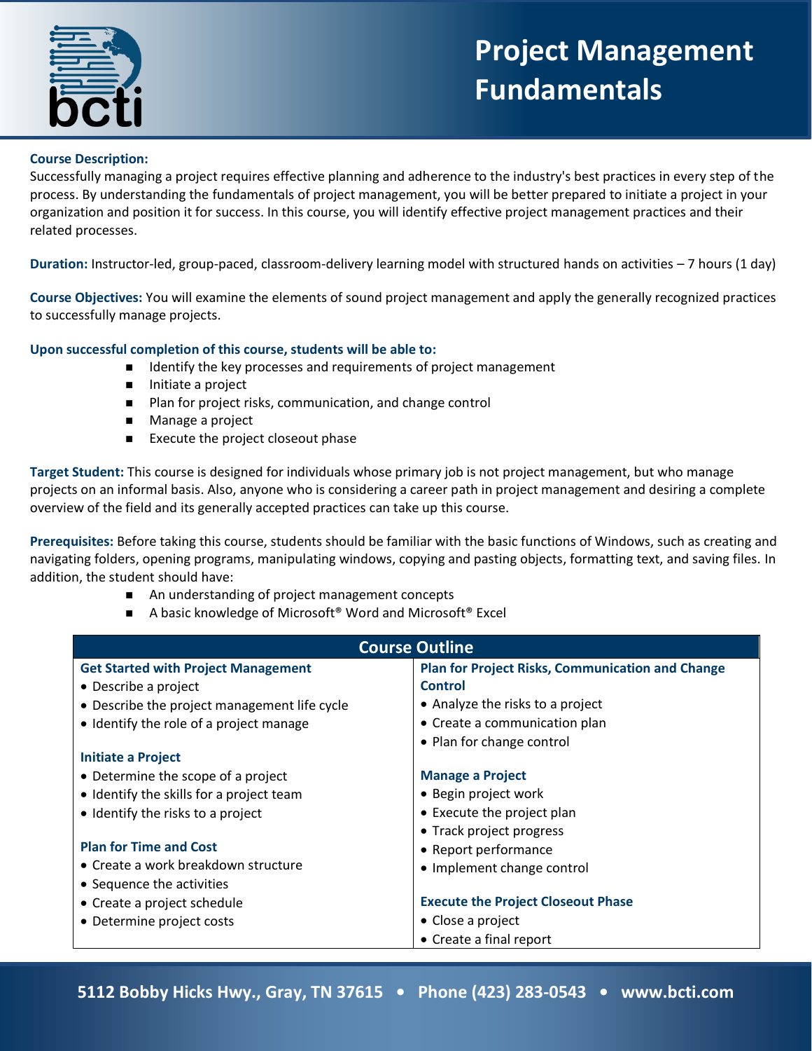# Project Management Fundamentals

**Course Description:**
Successfully managing a project requires effective planning and adherence to the industry's best practices in every step of the process. By understanding the fundamentals of project management, you will be better prepared to initiate a project in your organization and position it for success. In this course, you will identify effective project management practices and their related processes.

**Duration:** Instructor-led, group-paced, classroom-delivery learning model with structured hands on activities – 7 hours (1 day)

**Course Objectives:** You will examine the elements of sound project management and apply the generally recognized practices to successfully manage projects.

**Upon successful completion of this course, students will be able to:**

- Identify the key processes and requirements of project management
- Initiate a project
- Plan for project risks, communication, and change control
- Manage a project
- Execute the project closeout phase

**Target Student:** This course is designed for individuals whose primary job is not project management, but who manage projects on an informal basis. Also, anyone who is considering a career path in project management and desiring a complete overview of the field and its generally accepted practices can take up this course.

**Prerequisites:** Before taking this course, students should be familiar with the basic functions of Windows, such as creating and navigating folders, opening programs, manipulating windows, copying and pasting objects, formatting text, and saving files. In addition, the student should have:

- An understanding of project management concepts
- A basic knowledge of Microsoft® Word and Microsoft® Excel

## Course Outline

**Get Started with Project Management**
- Describe a project
- Describe the project management life cycle
- Identify the role of a project manage

**Initiate a Project**
- Determine the scope of a project
- Identify the skills for a project team
- Identify the risks to a project

**Plan for Time and Cost**
- Create a work breakdown structure
- Sequence the activities
- Create a project schedule
- Determine project costs

**Plan for Project Risks, Communication and Change Control**
- Analyze the risks to a project
- Create a communication plan
- Plan for change control

**Manage a Project**
- Begin project work
- Execute the project plan
- Track project progress
- Report performance
- Implement change control

**Execute the Project Closeout Phase**
- Close a project
- Create a final report

5112 Bobby Hicks Hwy., Gray, TN 37615 • Phone (423) 283-0543 • www.bcti.com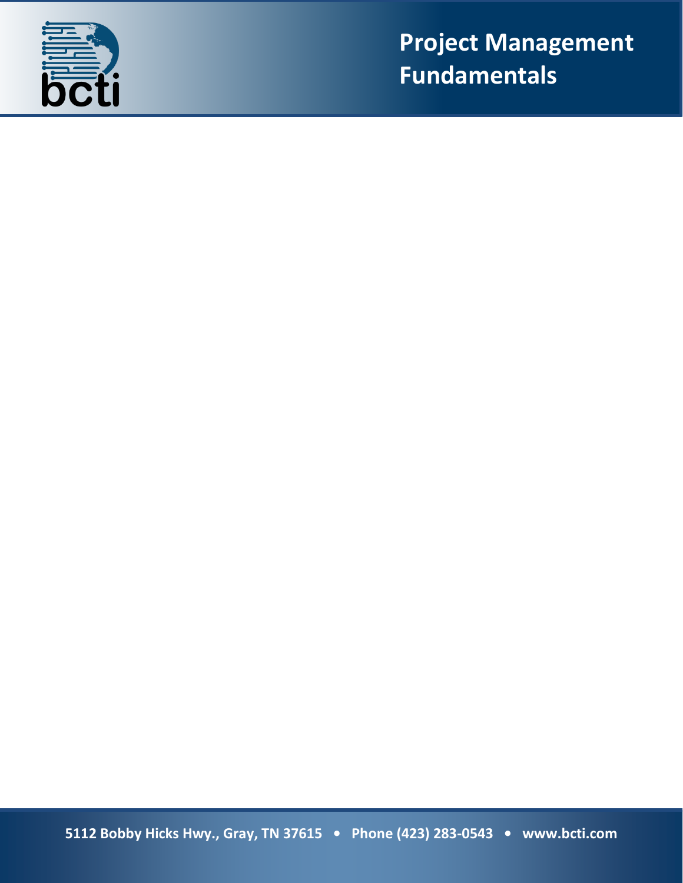# Project Management Fundamentals

5112 Bobby Hicks Hwy., Gray, TN 37615 • Phone (423) 283-0543 • www.bcti.com